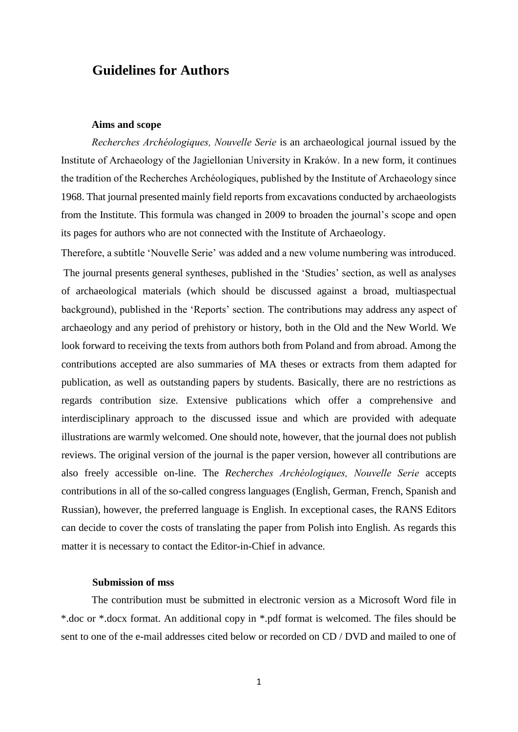# Guidelines for Authors

## Aims and scope

*Recherches Archéologiques, Nouvelle Serie* is an archaeological journal issued by the Institute of Archaeology of the Jagiellonian University in Kraków. In a new form, it continues the tradition of the Recherches Archéologiques, published by the Institute of Archaeology since 1968. That journal presented mainly field reports from excavations conducted by archaeologists from the Institute. This formula was changed in 2009 to broaden the journal's scope and open its pages for authors who are not connected with the Institute of Archaeology.

Therefore, a subtitle 'Nouvelle Serie' was added and a new volume numbering was introduced.

The journal presents general syntheses, published in the 'Studies' section, as well as analyses of archaeological materials (which should be discussed against a broad, multiaspectual background), published in the 'Reports' section. The contributions may address any aspect of archaeology and any period of prehistory or history, both in the Old and the New World. We look forward to receiving the texts from authors both from Poland and from abroad. Among the contributions accepted are also summaries of MA theses or extracts from them adapted for publication, as well as outstanding papers by students. Basically, there are no restrictions as regards contribution size. Extensive publications which offer a comprehensive and interdisciplinary approach to the discussed issue and which are provided with adequate illustrations are warmly welcomed. One should note, however, that the journal does not publish reviews. The original version of the journal is the paper version, however all contributions are also freely accessible on-line. The *Recherches Archéologiques, Nouvelle Serie* accepts contributions in all of the so-called congress languages (English, German, French, Spanish and Russian), however, the preferred language is English. In exceptional cases, the RANS Editors can decide to cover the costs of translating the paper from Polish into English. As regards this matter it is necessary to contact the Editor-in-Chief in advance.

## Submission of mss

The contribution must be submitted in electronic version as a Microsoft Word file in *.doc or *.docx format. An additional copy in *.pdf format is welcomed. The files should be sent to one of the e-mail addresses cited below or recorded on CD / DVD and mailed to one of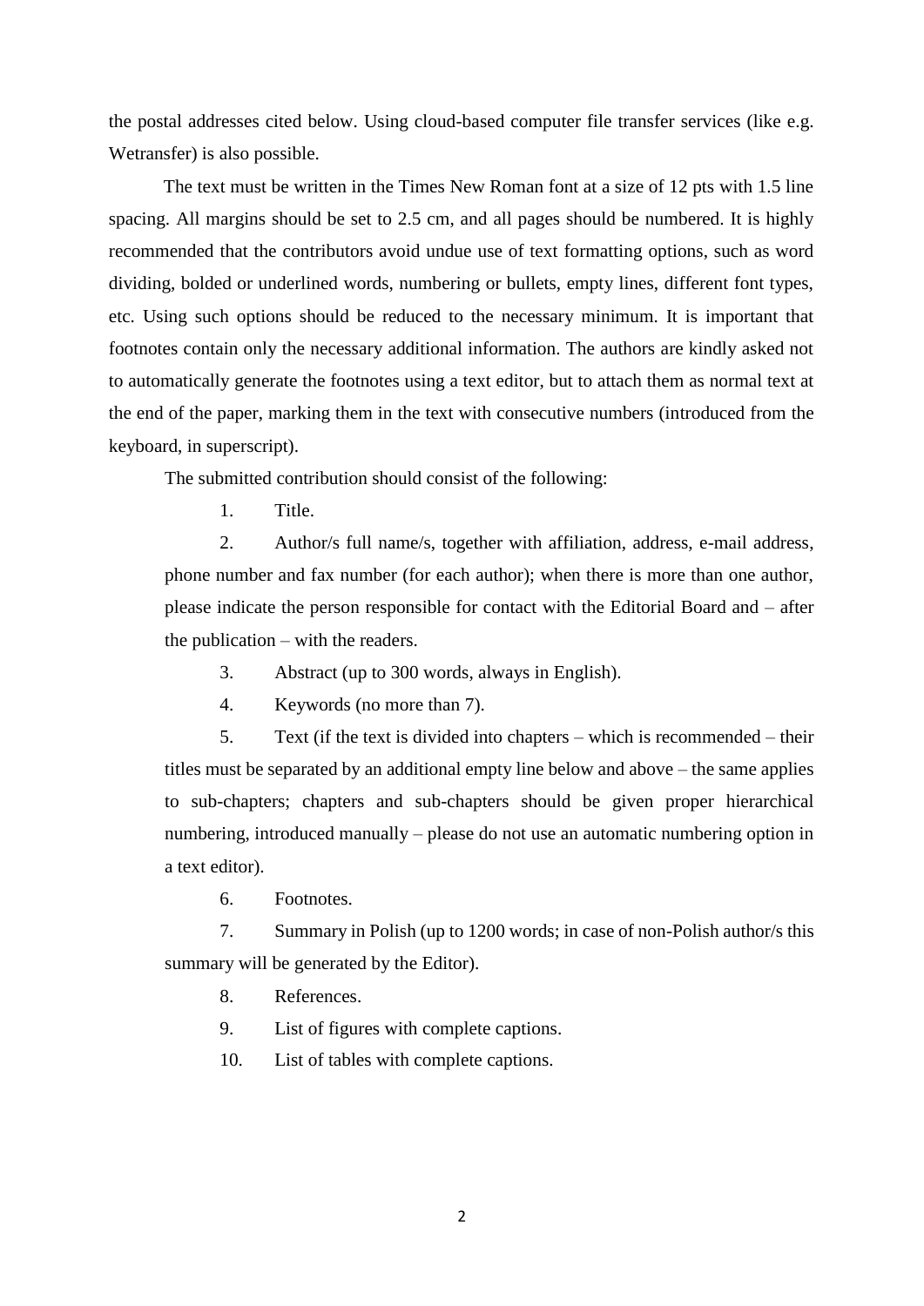the postal addresses cited below. Using cloud-based computer file transfer services (like e.g. Wetransfer) is also possible.

The text must be written in the Times New Roman font at a size of 12 pts with 1.5 line spacing. All margins should be set to 2.5 cm, and all pages should be numbered. It is highly recommended that the contributors avoid undue use of text formatting options, such as word dividing, bolded or underlined words, numbering or bullets, empty lines, different font types, etc. Using such options should be reduced to the necessary minimum. It is important that footnotes contain only the necessary additional information. The authors are kindly asked not to automatically generate the footnotes using a text editor, but to attach them as normal text at the end of the paper, marking them in the text with consecutive numbers (introduced from the keyboard, in superscript).

The submitted contribution should consist of the following:

1. Title.
2. Author/s full name/s, together with affiliation, address, e-mail address, phone number and fax number (for each author); when there is more than one author, please indicate the person responsible for contact with the Editorial Board and – after the publication – with the readers.
3. Abstract (up to 300 words, always in English).
4. Keywords (no more than 7).
5. Text (if the text is divided into chapters – which is recommended – their titles must be separated by an additional empty line below and above – the same applies to sub-chapters; chapters and sub-chapters should be given proper hierarchical numbering, introduced manually – please do not use an automatic numbering option in a text editor).
6. Footnotes.
7. Summary in Polish (up to 1200 words; in case of non-Polish author/s this summary will be generated by the Editor).
8. References.
9. List of figures with complete captions.
10. List of tables with complete captions.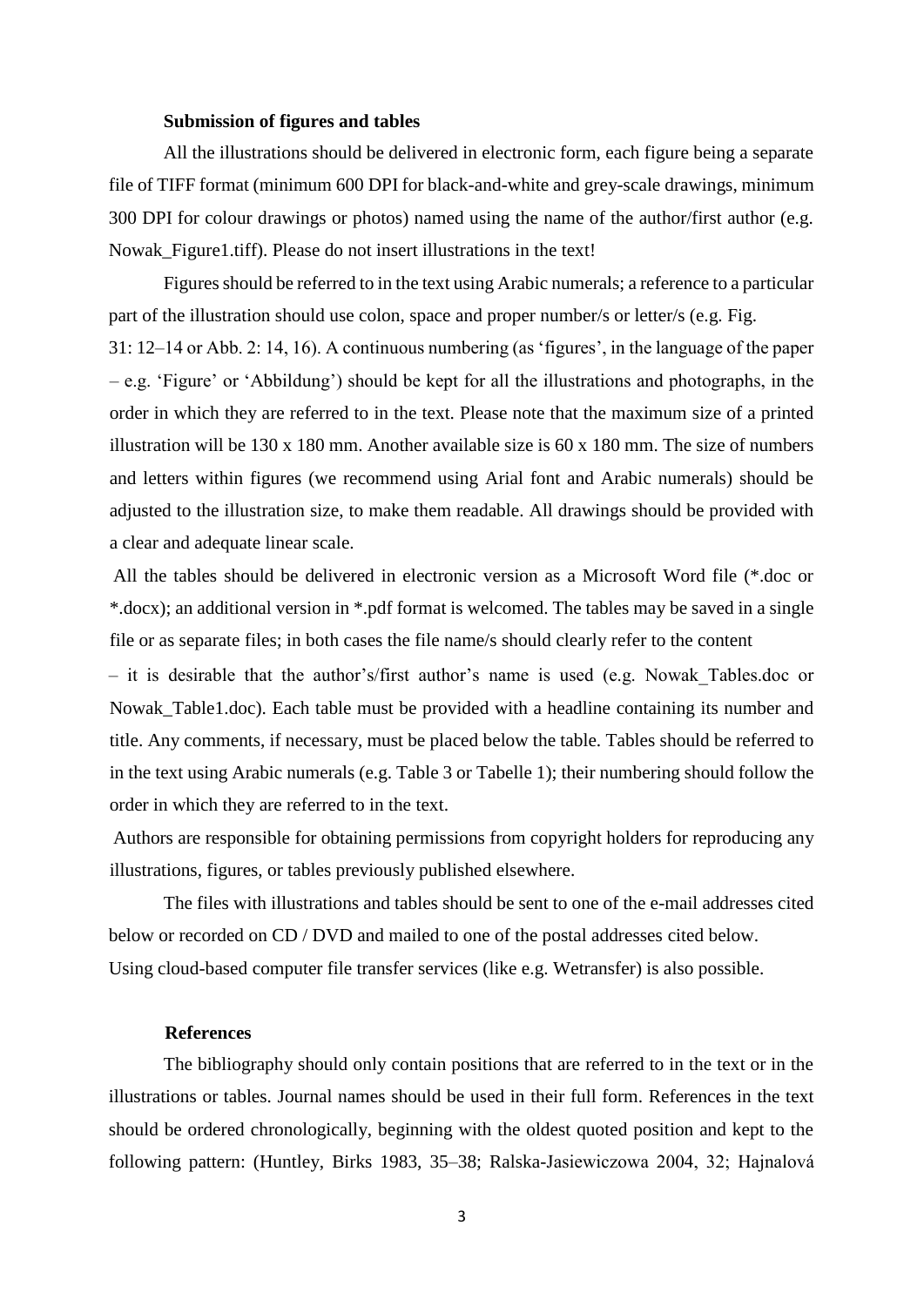**Submission of figures and tables**

All the illustrations should be delivered in electronic form, each figure being a separate file of TIFF format (minimum 600 DPI for black-and-white and grey-scale drawings, minimum 300 DPI for colour drawings or photos) named using the name of the author/first author (e.g. Nowak_Figure1.tiff). Please do not insert illustrations in the text!

Figures should be referred to in the text using Arabic numerals; a reference to a particular part of the illustration should use colon, space and proper number/s or letter/s (e.g. Fig. 31: 12–14 or Abb. 2: 14, 16). A continuous numbering (as 'figures', in the language of the paper – e.g. 'Figure' or 'Abbildung') should be kept for all the illustrations and photographs, in the order in which they are referred to in the text. Please note that the maximum size of a printed illustration will be 130 x 180 mm. Another available size is 60 x 180 mm. The size of numbers and letters within figures (we recommend using Arial font and Arabic numerals) should be adjusted to the illustration size, to make them readable. All drawings should be provided with a clear and adequate linear scale.

All the tables should be delivered in electronic version as a Microsoft Word file (*.doc or *.docx); an additional version in *.pdf format is welcomed. The tables may be saved in a single file or as separate files; in both cases the file name/s should clearly refer to the content – it is desirable that the author's/first author's name is used (e.g. Nowak_Tables.doc or Nowak_Table1.doc). Each table must be provided with a headline containing its number and title. Any comments, if necessary, must be placed below the table. Tables should be referred to in the text using Arabic numerals (e.g. Table 3 or Tabelle 1); their numbering should follow the order in which they are referred to in the text.

Authors are responsible for obtaining permissions from copyright holders for reproducing any illustrations, figures, or tables previously published elsewhere.

The files with illustrations and tables should be sent to one of the e-mail addresses cited below or recorded on CD / DVD and mailed to one of the postal addresses cited below. Using cloud-based computer file transfer services (like e.g. Wetransfer) is also possible.

**References**

The bibliography should only contain positions that are referred to in the text or in the illustrations or tables. Journal names should be used in their full form. References in the text should be ordered chronologically, beginning with the oldest quoted position and kept to the following pattern: (Huntley, Birks 1983, 35–38; Ralska-Jasiewiczowa 2004, 32; Hajnalová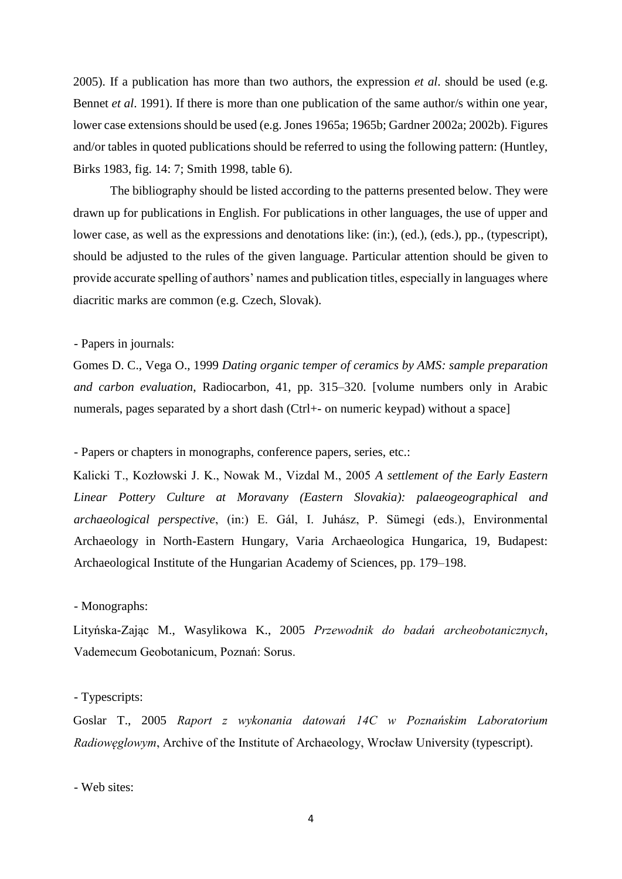2005). If a publication has more than two authors, the expression *et al*. should be used (e.g. Bennet *et al*. 1991). If there is more than one publication of the same author/s within one year, lower case extensions should be used (e.g. Jones 1965a; 1965b; Gardner 2002a; 2002b). Figures and/or tables in quoted publications should be referred to using the following pattern: (Huntley, Birks 1983, fig. 14: 7; Smith 1998, table 6).

The bibliography should be listed according to the patterns presented below. They were drawn up for publications in English. For publications in other languages, the use of upper and lower case, as well as the expressions and denotations like: (in:), (ed.), (eds.), pp., (typescript), should be adjusted to the rules of the given language. Particular attention should be given to provide accurate spelling of authors' names and publication titles, especially in languages where diacritic marks are common (e.g. Czech, Slovak).

- Papers in journals:

Gomes D. C., Vega O., 1999 *Dating organic temper of ceramics by AMS: sample preparation and carbon evaluation*, Radiocarbon, 41, pp. 315–320. [volume numbers only in Arabic numerals, pages separated by a short dash (Ctrl+- on numeric keypad) without a space]

- Papers or chapters in monographs, conference papers, series, etc.:

Kalicki T., Kozłowski J. K., Nowak M., Vizdal M., 2005 *A settlement of the Early Eastern Linear Pottery Culture at Moravany (Eastern Slovakia): palaeogeographical and archaeological perspective*, (in:) E. Gál, I. Juhász, P. Sümegi (eds.), Environmental Archaeology in North-Eastern Hungary, Varia Archaeologica Hungarica, 19, Budapest: Archaeological Institute of the Hungarian Academy of Sciences, pp. 179–198.

- Monographs:

Lityńska-Zając M., Wasylikowa K., 2005 *Przewodnik do badań archeobotanicznych*, Vademecum Geobotanicum, Poznań: Sorus.

- Typescripts:

Goslar T., 2005 *Raport z wykonania datowań 14C w Poznańskim Laboratorium Radiowęglowym*, Archive of the Institute of Archaeology, Wrocław University (typescript).

- Web sites: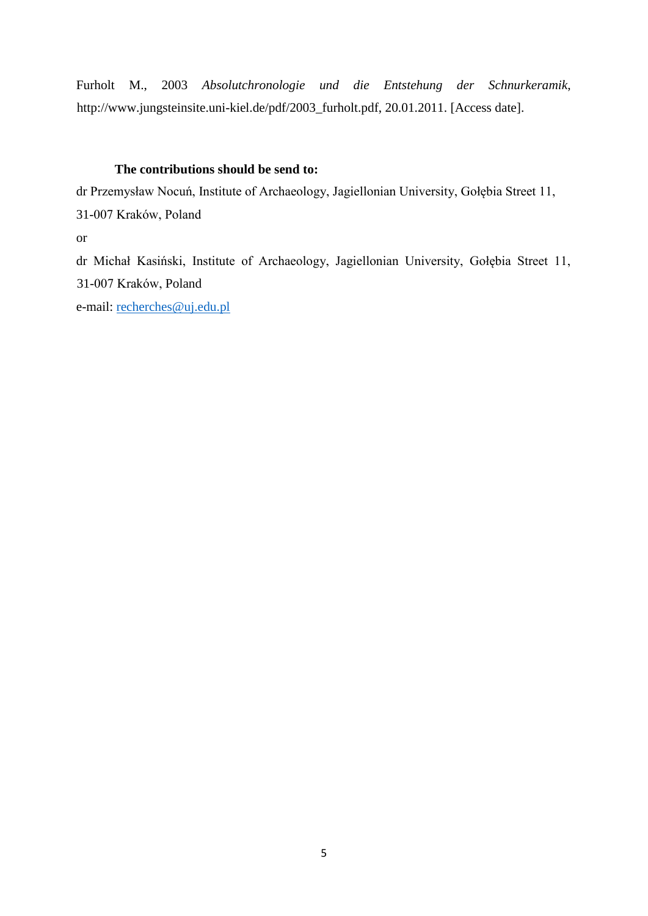Furholt M., 2003 *Absolutchronologie und die Entstehung der Schnurkeramik*, http://www.jungsteinsite.uni-kiel.de/pdf/2003_furholt.pdf, 20.01.2011. [Access date].

**The contributions should be send to:**

dr Przemysław Nocuń, Institute of Archaeology, Jagiellonian University, Gołębia Street 11, 31-007 Kraków, Poland

or

dr Michał Kasiński, Institute of Archaeology, Jagiellonian University, Gołębia Street 11, 31-007 Kraków, Poland

e-mail: recherches@uj.edu.pl